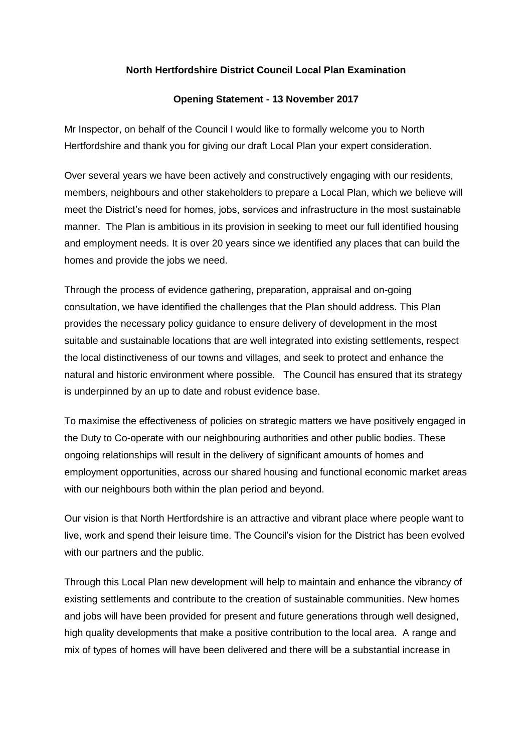**North Hertfordshire District Council Local Plan Examination**

**Opening Statement - 13 November 2017**

Mr Inspector, on behalf of the Council I would like to formally welcome you to North Hertfordshire and thank you for giving our draft Local Plan your expert consideration.

Over several years we have been actively and constructively engaging with our residents, members, neighbours and other stakeholders to prepare a Local Plan, which we believe will meet the District's need for homes, jobs, services and infrastructure in the most sustainable manner. The Plan is ambitious in its provision in seeking to meet our full identified housing and employment needs. It is over 20 years since we identified any places that can build the homes and provide the jobs we need.

Through the process of evidence gathering, preparation, appraisal and on-going consultation, we have identified the challenges that the Plan should address. This Plan provides the necessary policy guidance to ensure delivery of development in the most suitable and sustainable locations that are well integrated into existing settlements, respect the local distinctiveness of our towns and villages, and seek to protect and enhance the natural and historic environment where possible. The Council has ensured that its strategy is underpinned by an up to date and robust evidence base.

To maximise the effectiveness of policies on strategic matters we have positively engaged in the Duty to Co-operate with our neighbouring authorities and other public bodies. These ongoing relationships will result in the delivery of significant amounts of homes and employment opportunities, across our shared housing and functional economic market areas with our neighbours both within the plan period and beyond.

Our vision is that North Hertfordshire is an attractive and vibrant place where people want to live, work and spend their leisure time. The Council's vision for the District has been evolved with our partners and the public.

Through this Local Plan new development will help to maintain and enhance the vibrancy of existing settlements and contribute to the creation of sustainable communities. New homes and jobs will have been provided for present and future generations through well designed, high quality developments that make a positive contribution to the local area. A range and mix of types of homes will have been delivered and there will be a substantial increase in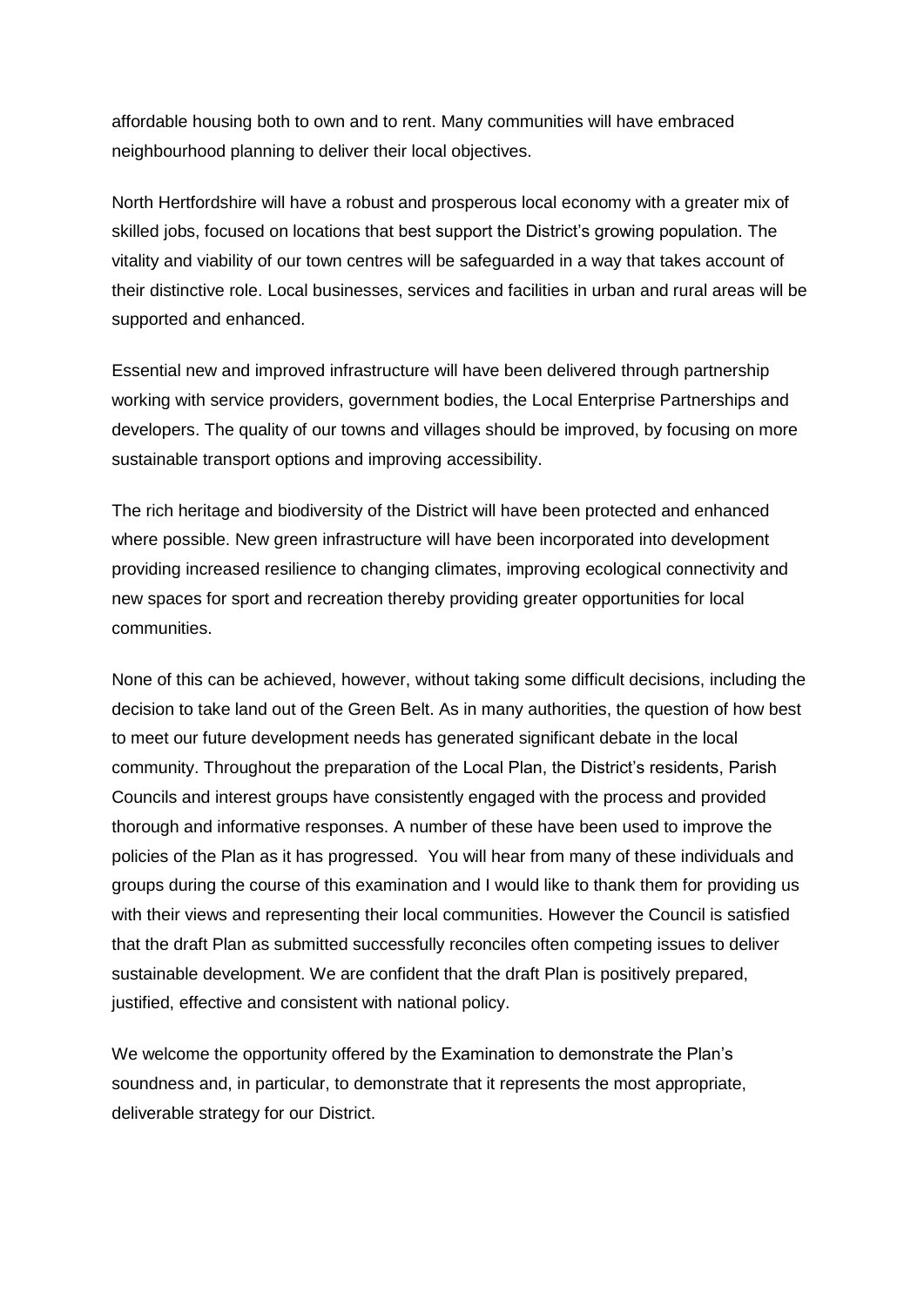affordable housing both to own and to rent. Many communities will have embraced neighbourhood planning to deliver their local objectives.

North Hertfordshire will have a robust and prosperous local economy with a greater mix of skilled jobs, focused on locations that best support the District's growing population. The vitality and viability of our town centres will be safeguarded in a way that takes account of their distinctive role. Local businesses, services and facilities in urban and rural areas will be supported and enhanced.

Essential new and improved infrastructure will have been delivered through partnership working with service providers, government bodies, the Local Enterprise Partnerships and developers. The quality of our towns and villages should be improved, by focusing on more sustainable transport options and improving accessibility.

The rich heritage and biodiversity of the District will have been protected and enhanced where possible. New green infrastructure will have been incorporated into development providing increased resilience to changing climates, improving ecological connectivity and new spaces for sport and recreation thereby providing greater opportunities for local communities.

None of this can be achieved, however, without taking some difficult decisions, including the decision to take land out of the Green Belt. As in many authorities, the question of how best to meet our future development needs has generated significant debate in the local community. Throughout the preparation of the Local Plan, the District's residents, Parish Councils and interest groups have consistently engaged with the process and provided thorough and informative responses. A number of these have been used to improve the policies of the Plan as it has progressed. You will hear from many of these individuals and groups during the course of this examination and I would like to thank them for providing us with their views and representing their local communities. However the Council is satisfied that the draft Plan as submitted successfully reconciles often competing issues to deliver sustainable development. We are confident that the draft Plan is positively prepared, justified, effective and consistent with national policy.

We welcome the opportunity offered by the Examination to demonstrate the Plan's soundness and, in particular, to demonstrate that it represents the most appropriate, deliverable strategy for our District.